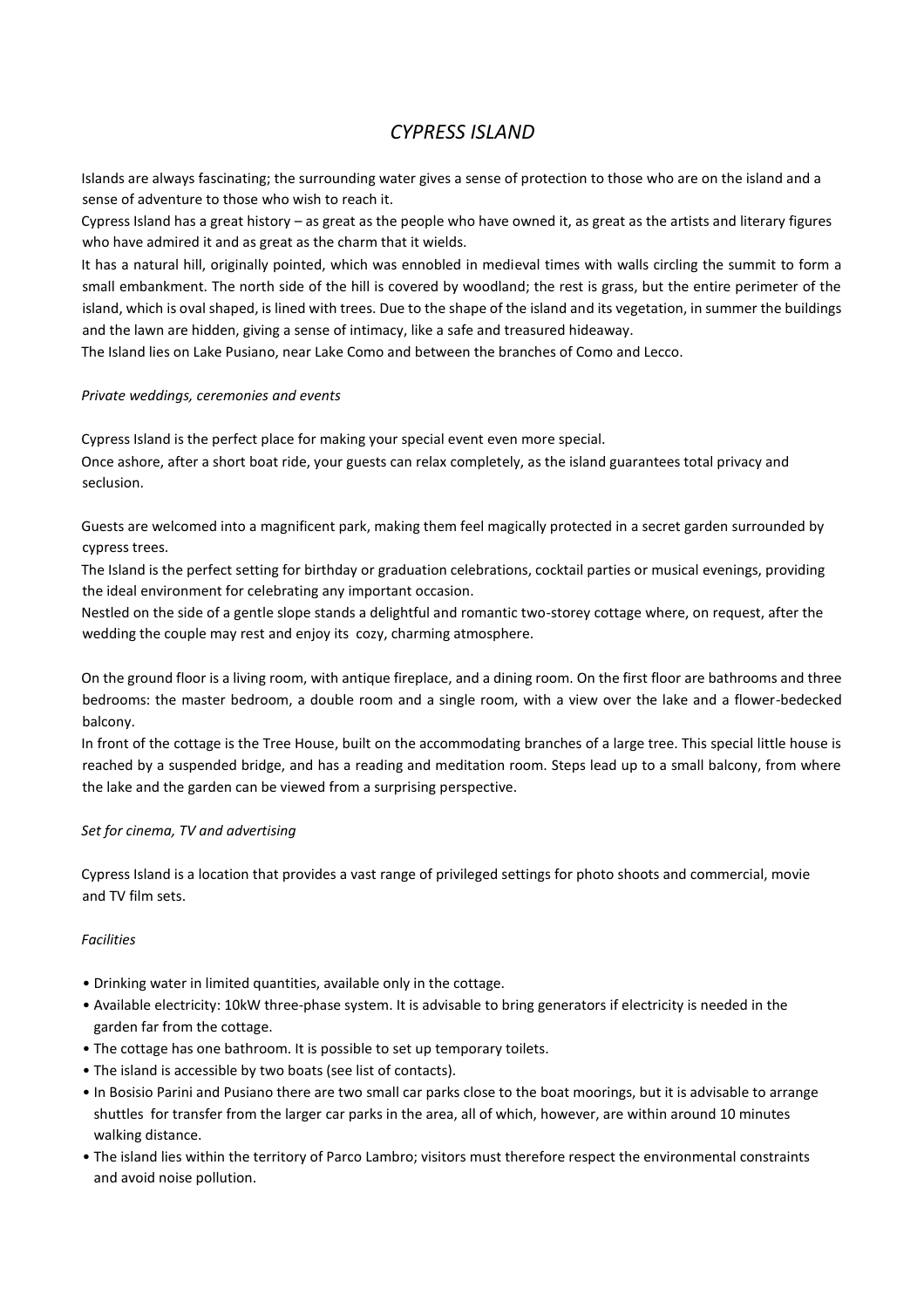// CYPRESS ISLAND

# *CYPRESS ISLAND*

Islands are always fascinating; the surrounding water gives a sense of protection to those who are on the island and a sense of adventure to those who wish to reach it.

Cypress Island has a great history – as great as the people who have owned it, as great as the artists and literary figures who have admired it and as great as the charm that it wields.

It has a natural hill, originally pointed, which was ennobled in medieval times with walls circling the summit to form a small embankment. The north side of the hill is covered by woodland; the rest is grass, but the entire perimeter of the island, which is oval shaped, is lined with trees. Due to the shape of the island and its vegetation, in summer the buildings and the lawn are hidden, giving a sense of intimacy, like a safe and treasured hideaway.

The Island lies on Lake Pusiano, near Lake Como and between the branches of Como and Lecco.

*Private weddings, ceremonies and events*

Cypress Island is the perfect place for making your special event even more special.

Once ashore, after a short boat ride, your guests can relax completely, as the island guarantees total privacy and seclusion.

Guests are welcomed into a magnificent park, making them feel magically protected in a secret garden surrounded by cypress trees.

The Island is the perfect setting for birthday or graduation celebrations, cocktail parties or musical evenings, providing the ideal environment for celebrating any important occasion.

Nestled on the side of a gentle slope stands a delightful and romantic two-storey cottage where, on request, after the wedding the couple may rest and enjoy its cozy, charming atmosphere.

On the ground floor is a living room, with antique fireplace, and a dining room. On the first floor are bathrooms and three bedrooms: the master bedroom, a double room and a single room, with a view over the lake and a flower-bedecked balcony.

In front of the cottage is the Tree House, built on the accommodating branches of a large tree. This special little house is reached by a suspended bridge, and has a reading and meditation room. Steps lead up to a small balcony, from where the lake and the garden can be viewed from a surprising perspective.

*Set for cinema, TV and advertising*

Cypress Island is a location that provides a vast range of privileged settings for photo shoots and commercial, movie and TV film sets.

*Facilities*

- Drinking water in limited quantities, available only in the cottage.
- Available electricity: 10kW three-phase system. It is advisable to bring generators if electricity is needed in the garden far from the cottage.
- The cottage has one bathroom. It is possible to set up temporary toilets.
- The island is accessible by two boats (see list of contacts).
- In Bosisio Parini and Pusiano there are two small car parks close to the boat moorings, but it is advisable to arrange shuttles for transfer from the larger car parks in the area, all of which, however, are within around 10 minutes walking distance.
- The island lies within the territory of Parco Lambro; visitors must therefore respect the environmental constraints and avoid noise pollution.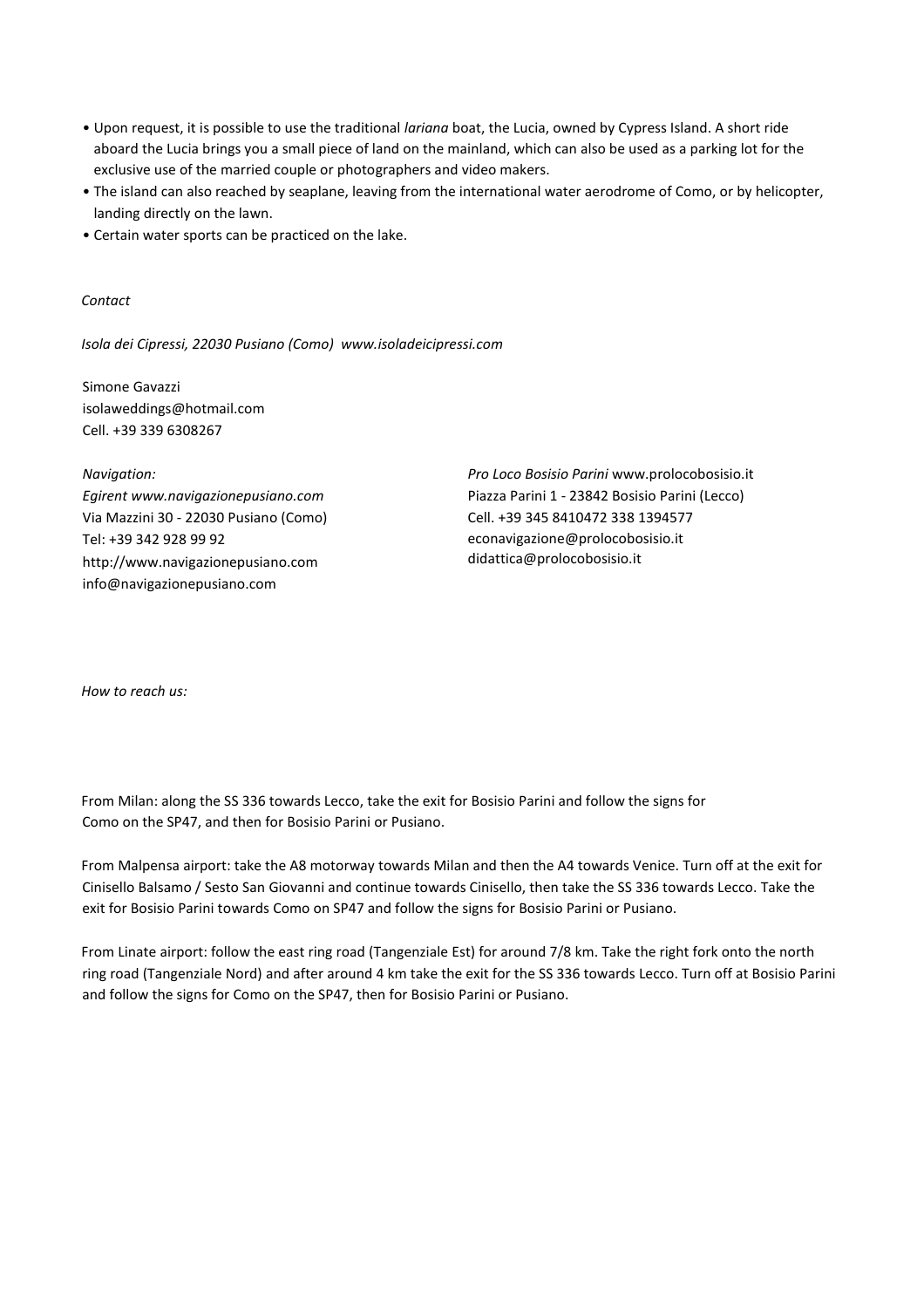- Upon request, it is possible to use the traditional *lariana* boat, the Lucia, owned by Cypress Island. A short ride aboard the Lucia brings you a small piece of land on the mainland, which can also be used as a parking lot for the exclusive use of the married couple or photographers and video makers.
- The island can also reached by seaplane, leaving from the international water aerodrome of Como, or by helicopter, landing directly on the lawn.
- Certain water sports can be practiced on the lake.

*Contact*

*Isola dei Cipressi, 22030 Pusiano (Como) www.isoladeicipressi.com*

Simone Gavazzi
isolaweddings@hotmail.com
Cell. +39 339 6308267

*Navigation:*
*Egirent www.navigazionepusiano.com*
Via Mazzini 30 - 22030 Pusiano (Como)
Tel: +39 342 928 99 92
http://www.navigazionepusiano.com
info@navigazionepusiano.com

*Pro Loco Bosisio Parini* www.prolocobosisio.it
Piazza Parini 1 - 23842 Bosisio Parini (Lecco)
Cell. +39 345 8410472 338 1394577
econavigazione@prolocobosisio.it
didattica@prolocobosisio.it

*How to reach us:*

From Milan: along the SS 336 towards Lecco, take the exit for Bosisio Parini and follow the signs for Como on the SP47, and then for Bosisio Parini or Pusiano.

From Malpensa airport: take the A8 motorway towards Milan and then the A4 towards Venice. Turn off at the exit for Cinisello Balsamo / Sesto San Giovanni and continue towards Cinisello, then take the SS 336 towards Lecco. Take the exit for Bosisio Parini towards Como on SP47 and follow the signs for Bosisio Parini or Pusiano.

From Linate airport: follow the east ring road (Tangenziale Est) for around 7/8 km. Take the right fork onto the north ring road (Tangenziale Nord) and after around 4 km take the exit for the SS 336 towards Lecco. Turn off at Bosisio Parini and follow the signs for Como on the SP47, then for Bosisio Parini or Pusiano.